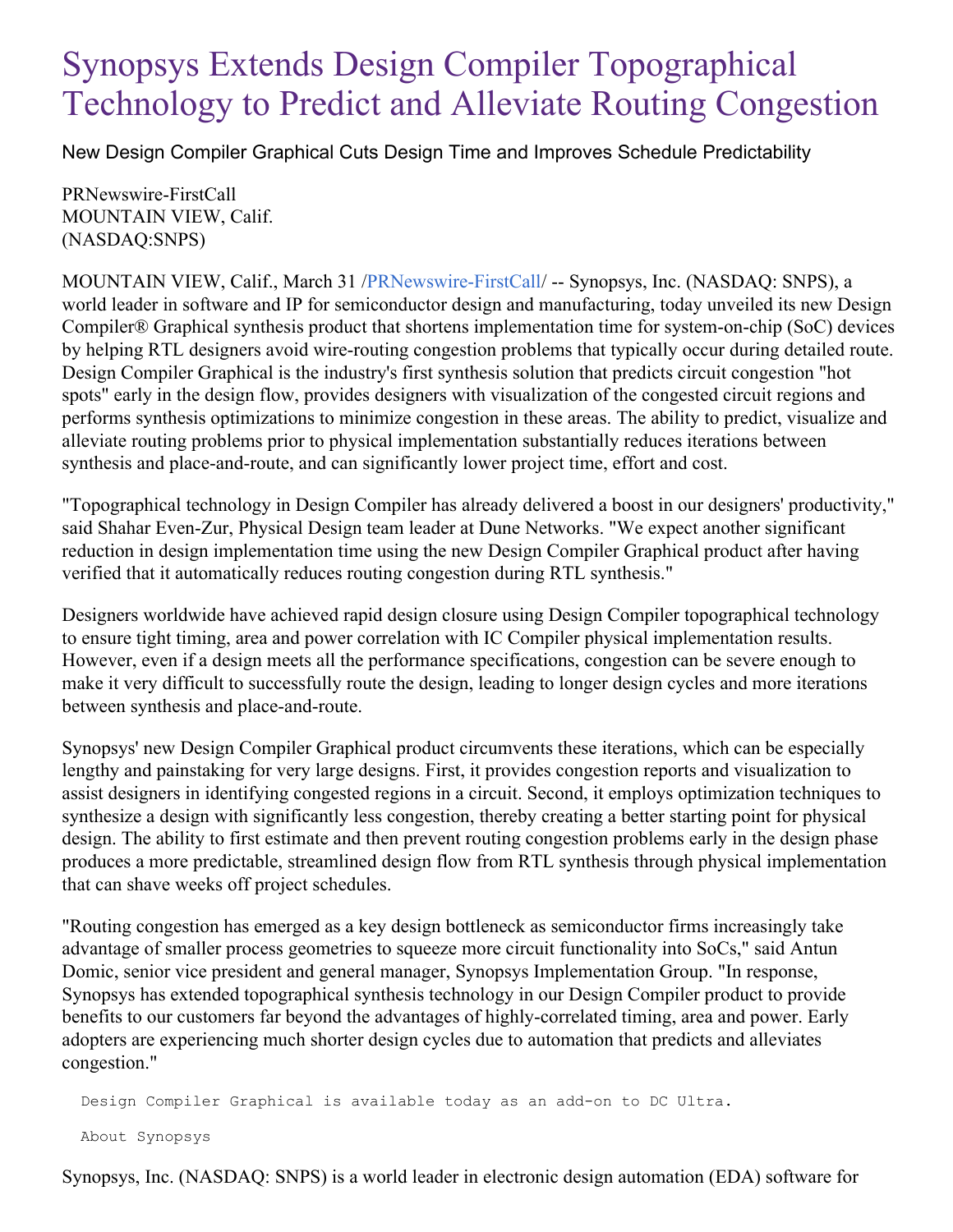# Synopsys Extends Design Compiler Topographical Technology to Predict and Alleviate Routing Congestion

New Design Compiler Graphical Cuts Design Time and Improves Schedule Predictability

PRNewswire-FirstCall
MOUNTAIN VIEW, Calif.
(NASDAQ:SNPS)

MOUNTAIN VIEW, Calif., March 31 /PRNewswire-FirstCall/ -- Synopsys, Inc. (NASDAQ: SNPS), a world leader in software and IP for semiconductor design and manufacturing, today unveiled its new Design Compiler® Graphical synthesis product that shortens implementation time for system-on-chip (SoC) devices by helping RTL designers avoid wire-routing congestion problems that typically occur during detailed route. Design Compiler Graphical is the industry's first synthesis solution that predicts circuit congestion "hot spots" early in the design flow, provides designers with visualization of the congested circuit regions and performs synthesis optimizations to minimize congestion in these areas. The ability to predict, visualize and alleviate routing problems prior to physical implementation substantially reduces iterations between synthesis and place-and-route, and can significantly lower project time, effort and cost.

"Topographical technology in Design Compiler has already delivered a boost in our designers' productivity," said Shahar Even-Zur, Physical Design team leader at Dune Networks. "We expect another significant reduction in design implementation time using the new Design Compiler Graphical product after having verified that it automatically reduces routing congestion during RTL synthesis."

Designers worldwide have achieved rapid design closure using Design Compiler topographical technology to ensure tight timing, area and power correlation with IC Compiler physical implementation results. However, even if a design meets all the performance specifications, congestion can be severe enough to make it very difficult to successfully route the design, leading to longer design cycles and more iterations between synthesis and place-and-route.

Synopsys' new Design Compiler Graphical product circumvents these iterations, which can be especially lengthy and painstaking for very large designs. First, it provides congestion reports and visualization to assist designers in identifying congested regions in a circuit. Second, it employs optimization techniques to synthesize a design with significantly less congestion, thereby creating a better starting point for physical design. The ability to first estimate and then prevent routing congestion problems early in the design phase produces a more predictable, streamlined design flow from RTL synthesis through physical implementation that can shave weeks off project schedules.

"Routing congestion has emerged as a key design bottleneck as semiconductor firms increasingly take advantage of smaller process geometries to squeeze more circuit functionality into SoCs," said Antun Domic, senior vice president and general manager, Synopsys Implementation Group. "In response, Synopsys has extended topographical synthesis technology in our Design Compiler product to provide benefits to our customers far beyond the advantages of highly-correlated timing, area and power. Early adopters are experiencing much shorter design cycles due to automation that predicts and alleviates congestion."

```
Design Compiler Graphical is available today as an add-on to DC Ultra.
```

```
About Synopsys
```

Synopsys, Inc. (NASDAQ: SNPS) is a world leader in electronic design automation (EDA) software for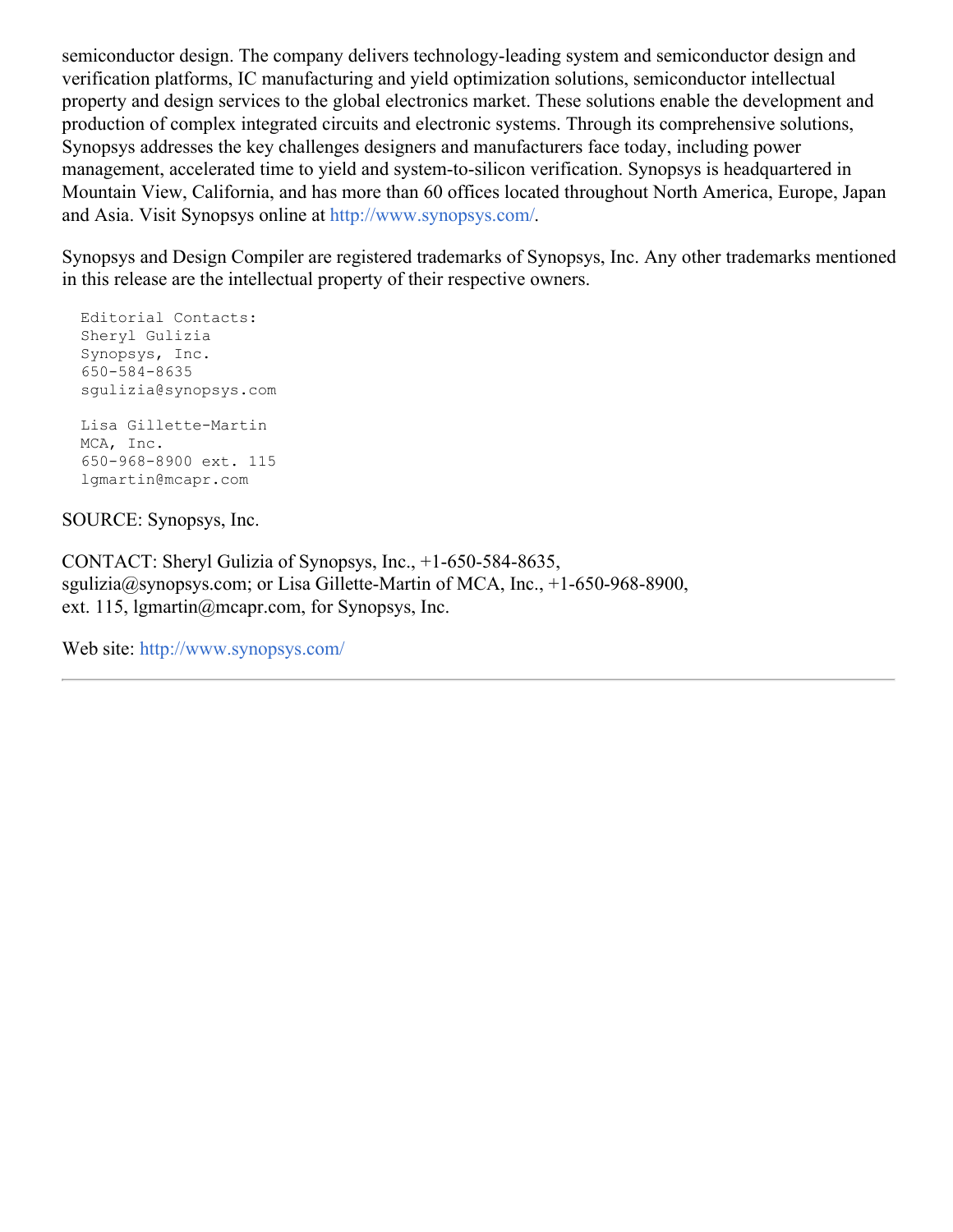semiconductor design. The company delivers technology-leading system and semiconductor design and verification platforms, IC manufacturing and yield optimization solutions, semiconductor intellectual property and design services to the global electronics market. These solutions enable the development and production of complex integrated circuits and electronic systems. Through its comprehensive solutions, Synopsys addresses the key challenges designers and manufacturers face today, including power management, accelerated time to yield and system-to-silicon verification. Synopsys is headquartered in Mountain View, California, and has more than 60 offices located throughout North America, Europe, Japan and Asia. Visit Synopsys online at http://www.synopsys.com/.

Synopsys and Design Compiler are registered trademarks of Synopsys, Inc. Any other trademarks mentioned in this release are the intellectual property of their respective owners.

```
Editorial Contacts:
Sheryl Gulizia
Synopsys, Inc.
650-584-8635
sgulizia@synopsys.com

Lisa Gillette-Martin
MCA, Inc.
650-968-8900 ext. 115
lgmartin@mcapr.com
```

SOURCE: Synopsys, Inc.

CONTACT: Sheryl Gulizia of Synopsys, Inc., +1-650-584-8635, sgulizia@synopsys.com; or Lisa Gillette-Martin of MCA, Inc., +1-650-968-8900, ext. 115, lgmartin@mcapr.com, for Synopsys, Inc.

Web site: http://www.synopsys.com/